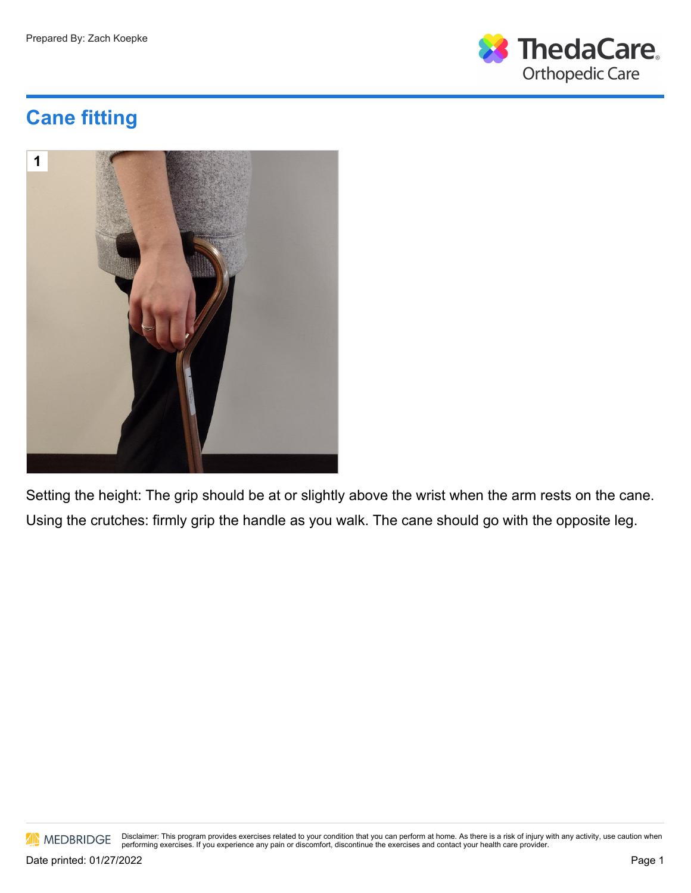Prepared By: Zach Koepke

# Cane fitting

1

Setting the height: The grip should be at or slightly above the wrist when the arm rests on the cane.
Using the crutches: firmly grip the handle as you walk. The cane should go with the opposite leg.

Disclaimer: This program provides exercises related to your condition that you can perform at home. As there is a risk of injury with any activity, use caution when performing exercises. If you experience any pain or discomfort, discontinue the exercises and contact your health care provider.

Date printed: 01/27/2022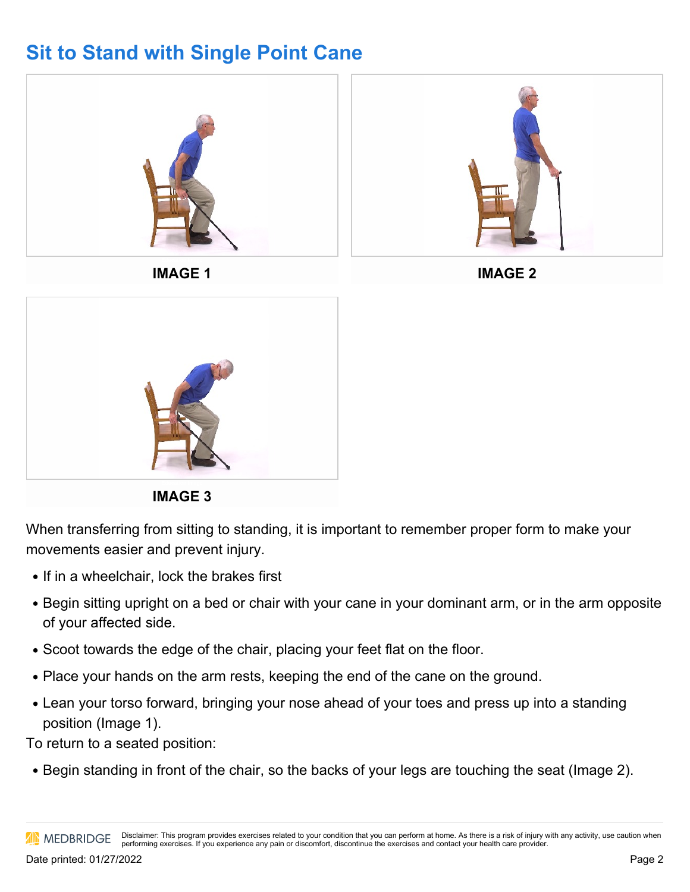## Sit to Stand with Single Point Cane

IMAGE 1

IMAGE 2

IMAGE 3

When transferring from sitting to standing, it is important to remember proper form to make your movements easier and prevent injury.

- If in a wheelchair, lock the brakes first
- Begin sitting upright on a bed or chair with your cane in your dominant arm, or in the arm opposite of your affected side.
- Scoot towards the edge of the chair, placing your feet flat on the floor.
- Place your hands on the arm rests, keeping the end of the cane on the ground.
- Lean your torso forward, bringing your nose ahead of your toes and press up into a standing position (Image 1).

To return to a seated position:

- Begin standing in front of the chair, so the backs of your legs are touching the seat (Image 2).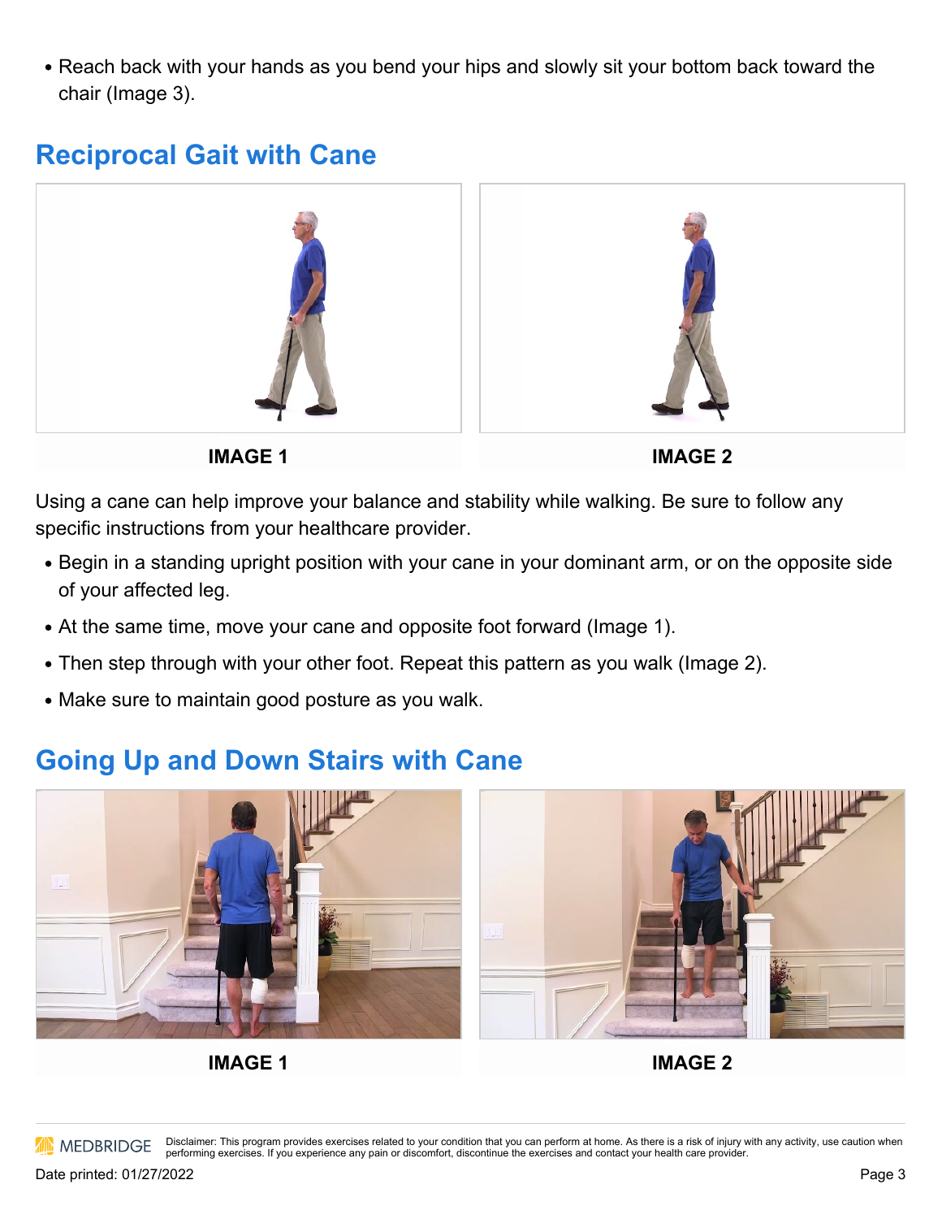- Reach back with your hands as you bend your hips and slowly sit your bottom back toward the chair (Image 3).

## Reciprocal Gait with Cane

**IMAGE 1**

**IMAGE 2**

Using a cane can help improve your balance and stability while walking. Be sure to follow any specific instructions from your healthcare provider.

- Begin in a standing upright position with your cane in your dominant arm, or on the opposite side of your affected leg.
- At the same time, move your cane and opposite foot forward (Image 1).
- Then step through with your other foot. Repeat this pattern as you walk (Image 2).
- Make sure to maintain good posture as you walk.

## Going Up and Down Stairs with Cane

**IMAGE 1**

**IMAGE 2**

Disclaimer: This program provides exercises related to your condition that you can perform at home. As there is a risk of injury with any activity, use caution when performing exercises. If you experience any pain or discomfort, discontinue the exercises and contact your health care provider.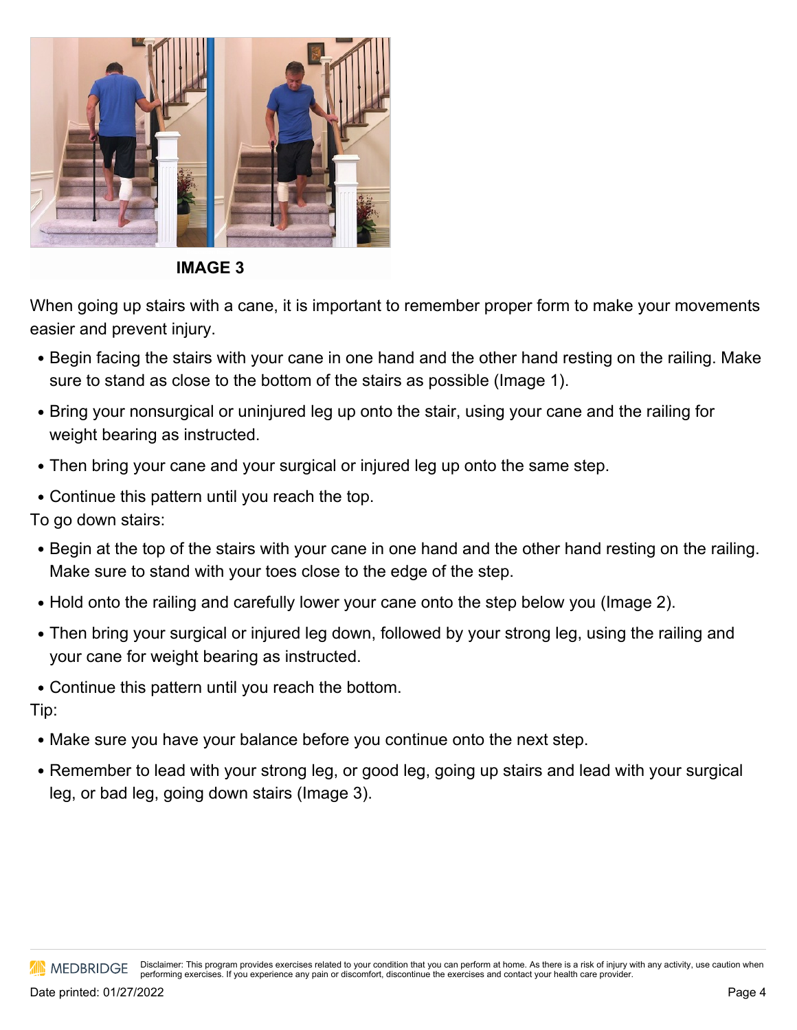IMAGE 3

When going up stairs with a cane, it is important to remember proper form to make your movements easier and prevent injury.

- Begin facing the stairs with your cane in one hand and the other hand resting on the railing. Make sure to stand as close to the bottom of the stairs as possible (Image 1).
- Bring your nonsurgical or uninjured leg up onto the stair, using your cane and the railing for weight bearing as instructed.
- Then bring your cane and your surgical or injured leg up onto the same step.
- Continue this pattern until you reach the top.

To go down stairs:

- Begin at the top of the stairs with your cane in one hand and the other hand resting on the railing. Make sure to stand with your toes close to the edge of the step.
- Hold onto the railing and carefully lower your cane onto the step below you (Image 2).
- Then bring your surgical or injured leg down, followed by your strong leg, using the railing and your cane for weight bearing as instructed.
- Continue this pattern until you reach the bottom.

Tip:

- Make sure you have your balance before you continue onto the next step.
- Remember to lead with your strong leg, or good leg, going up stairs and lead with your surgical leg, or bad leg, going down stairs (Image 3).

MEDBRIDGE Disclaimer: This program provides exercises related to your condition that you can perform at home. As there is a risk of injury with any activity, use caution when performing exercises. If you experience any pain or discomfort, discontinue the exercises and contact your health care provider.

Date printed: 01/27/2022